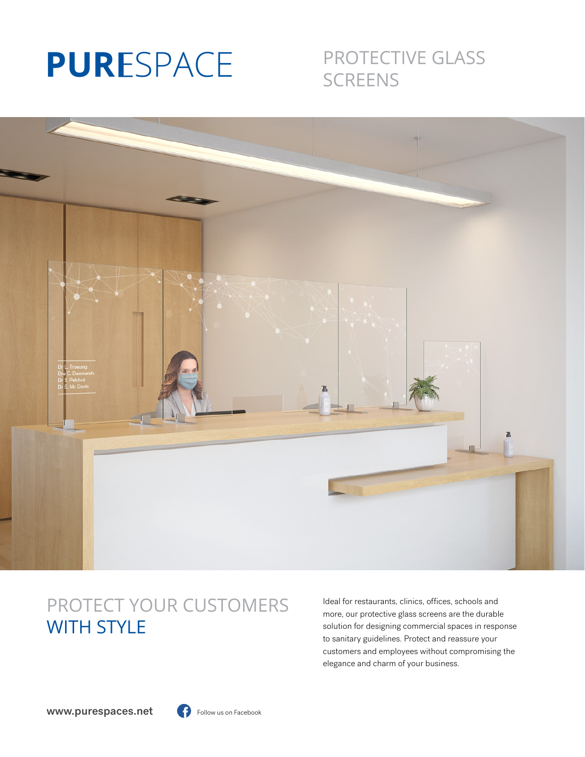# PURESPACE

## PROTECTIVE GLASS SCREENS

## PROTECT YOUR CUSTOMERS WITH STYLE

Ideal for restaurants, clinics, offices, schools and more, our protective glass screens are the durable solution for designing commercial spaces in response to sanitary guidelines. Protect and reassure your customers and employees without compromising the elegance and charm of your business.

www.purespaces.net

Follow us on Facebook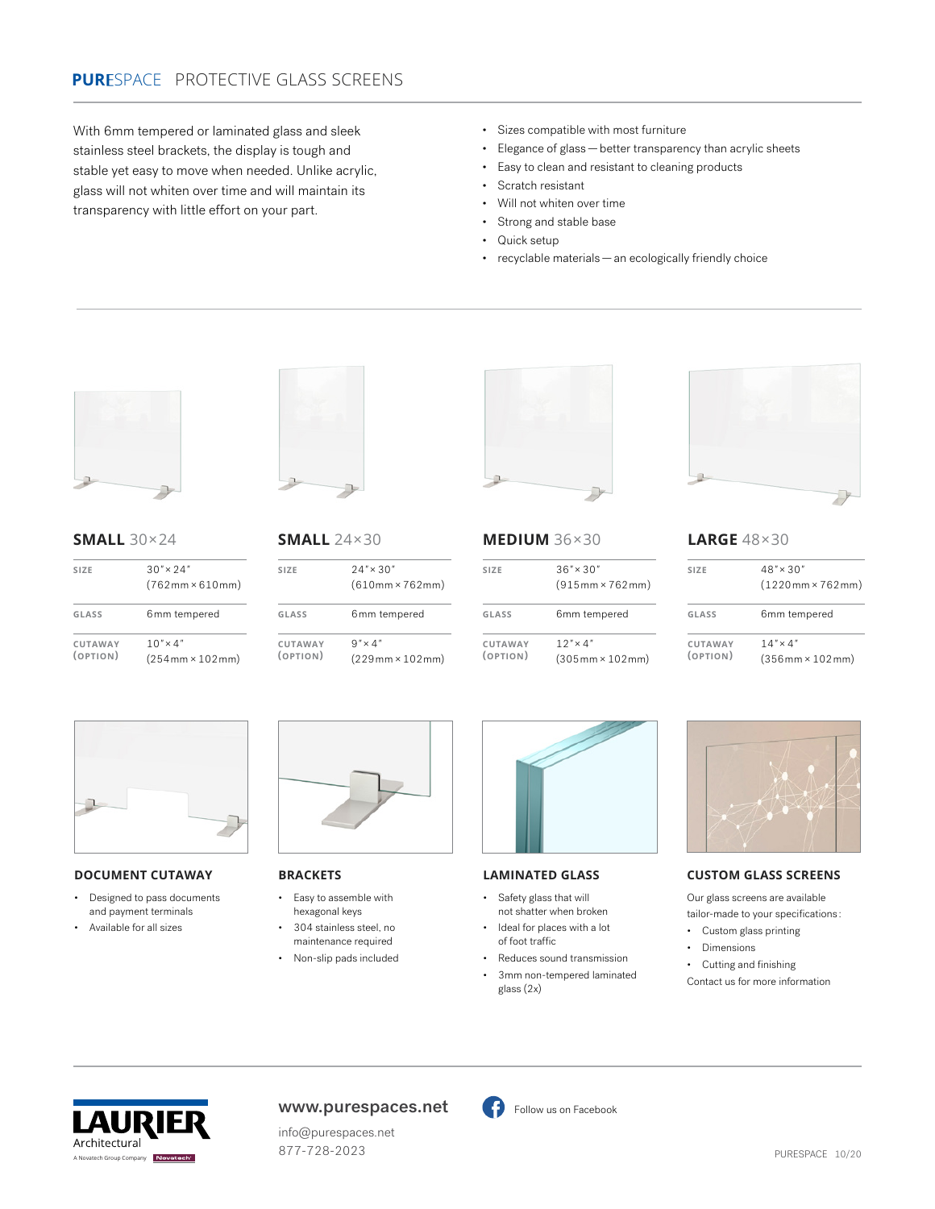# PURESPACE PROTECTIVE GLASS SCREENS

With 6mm tempered or laminated glass and sleek stainless steel brackets, the display is tough and stable yet easy to move when needed. Unlike acrylic, glass will not whiten over time and will maintain its transparency with little effort on your part.

- Sizes compatible with most furniture
- Elegance of glass — better transparency than acrylic sheets
- Easy to clean and resistant to cleaning products
- Scratch resistant
- Will not whiten over time
- Strong and stable base
- Quick setup
- recyclable materials — an ecologically friendly choice

## SMALL 30×24

| | |
|---|---|
| SIZE | 30"× 24" (762mm × 610mm) |
| GLASS | 6mm tempered |
| CUTAWAY (OPTION) | 10"× 4" (254mm × 102mm) |

## SMALL 24×30

| | |
|---|---|
| SIZE | 24"× 30" (610mm × 762mm) |
| GLASS | 6mm tempered |
| CUTAWAY (OPTION) | 9"× 4" (229mm × 102mm) |

## MEDIUM 36×30

| | |
|---|---|
| SIZE | 36"× 30" (915mm × 762mm) |
| GLASS | 6mm tempered |
| CUTAWAY (OPTION) | 12"× 4" (305mm × 102mm) |

## LARGE 48×30

| | |
|---|---|
| SIZE | 48"× 30" (1220mm × 762mm) |
| GLASS | 6mm tempered |
| CUTAWAY (OPTION) | 14"× 4" (356mm × 102mm) |

### DOCUMENT CUTAWAY

- Designed to pass documents and payment terminals
- Available for all sizes

### BRACKETS

- Easy to assemble with hexagonal keys
- 304 stainless steel, no maintenance required
- Non-slip pads included

### LAMINATED GLASS

- Safety glass that will not shatter when broken
- Ideal for places with a lot of foot traffic
- Reduces sound transmission
- 3mm non-tempered laminated glass (2x)

### CUSTOM GLASS SCREENS

Our glass screens are available tailor-made to your specifications:

- Custom glass printing
- Dimensions
- Cutting and finishing

Contact us for more information

LAURIER Architectural
A Novatech Group Company Novatech

www.purespaces.net
info@purespaces.net
877-728-2023

Follow us on Facebook

PURESPACE 10/20